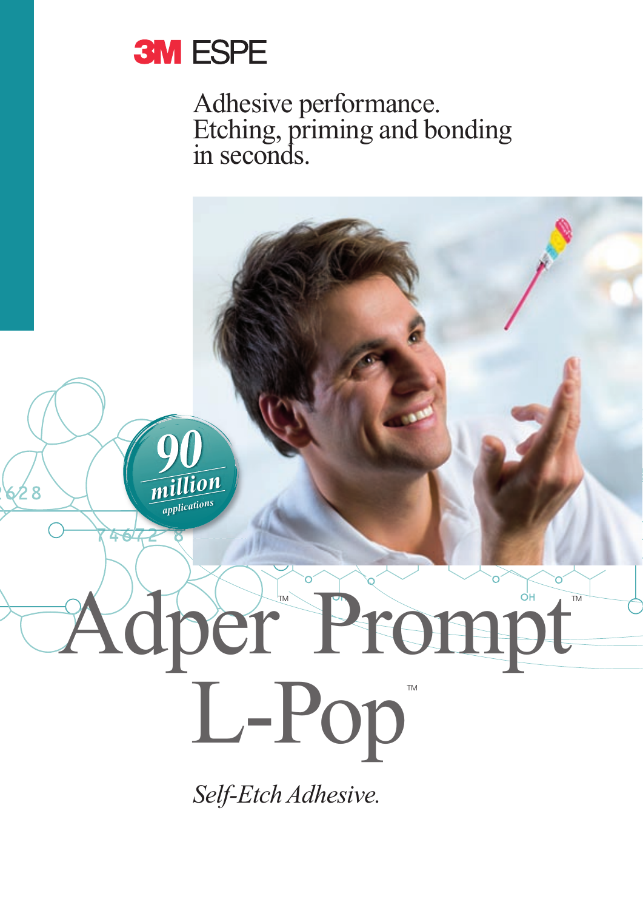3M ESPE

Adhesive performance.
Etching, priming and bonding in seconds.

**90 million** *applications*

# Adper™ Prompt™ L-Pop™

*Self-Etch Adhesive.*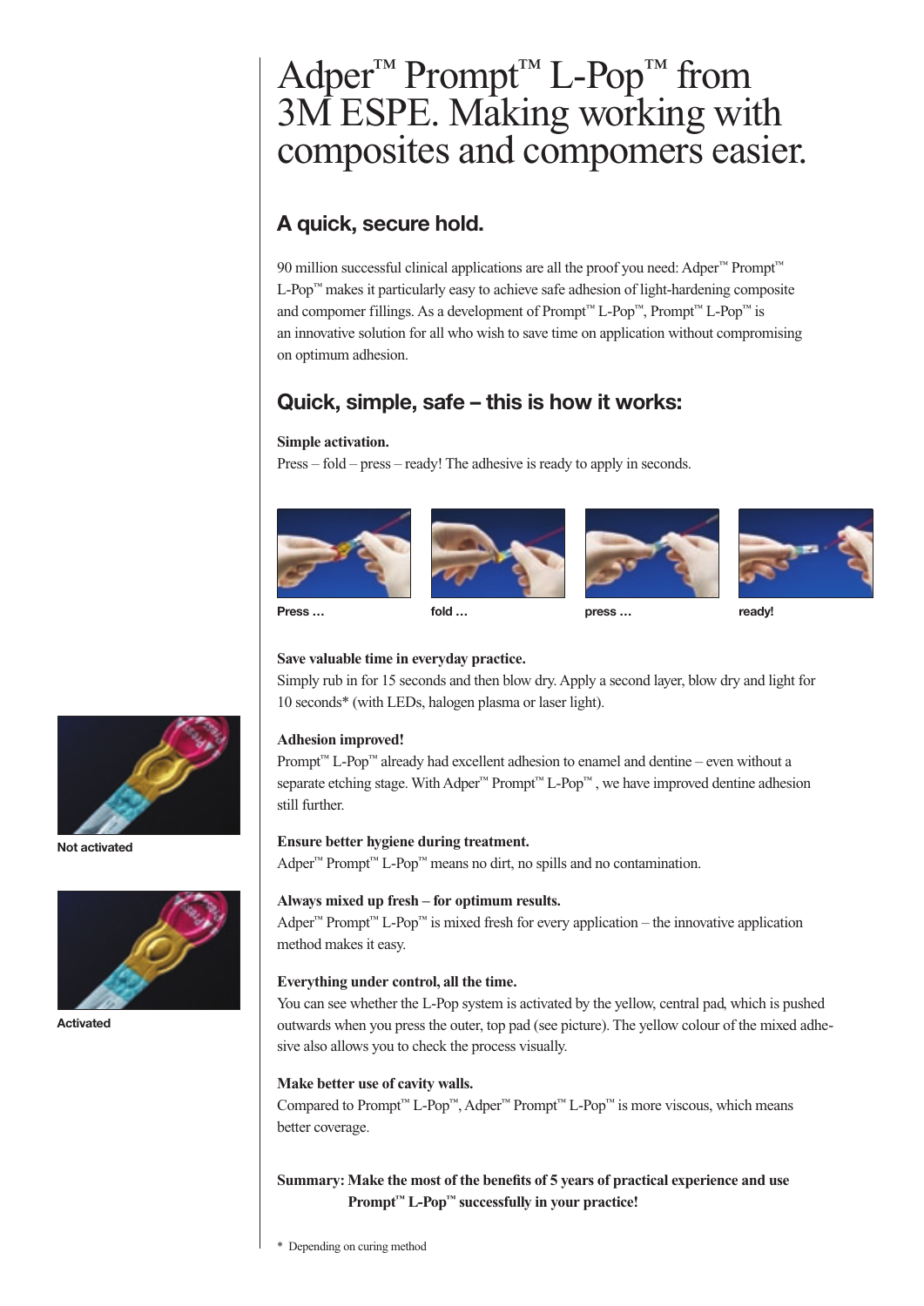# Adper™ Prompt™ L-Pop™ from 3M ESPE. Making working with composites and compomers easier.

## A quick, secure hold.

90 million successful clinical applications are all the proof you need: Adper™ Prompt™ L-Pop™ makes it particularly easy to achieve safe adhesion of light-hardening composite and compomer fillings. As a development of Prompt™ L-Pop™, Prompt™ L-Pop™ is an innovative solution for all who wish to save time on application without compromising on optimum adhesion.

## Quick, simple, safe – this is how it works:

**Simple activation.**
Press – fold – press – ready! The adhesive is ready to apply in seconds.

**Press …** **fold …** **press …** **ready!**

**Save valuable time in everyday practice.**
Simply rub in for 15 seconds and then blow dry. Apply a second layer, blow dry and light for 10 seconds* (with LEDs, halogen plasma or laser light).

**Adhesion improved!**
Prompt™ L-Pop™ already had excellent adhesion to enamel and dentine – even without a separate etching stage. With Adper™ Prompt™ L-Pop™ , we have improved dentine adhesion still further.

**Ensure better hygiene during treatment.**
Adper™ Prompt™ L-Pop™ means no dirt, no spills and no contamination.

**Always mixed up fresh – for optimum results.**
Adper™ Prompt™ L-Pop™ is mixed fresh for every application – the innovative application method makes it easy.

**Not activated**

**Activated**

**Everything under control, all the time.**
You can see whether the L-Pop system is activated by the yellow, central pad, which is pushed outwards when you press the outer, top pad (see picture). The yellow colour of the mixed adhesive also allows you to check the process visually.

**Make better use of cavity walls.**
Compared to Prompt™ L-Pop™, Adper™ Prompt™ L-Pop™ is more viscous, which means better coverage.

**Summary: Make the most of the benefits of 5 years of practical experience and use Prompt™ L-Pop™ successfully in your practice!**

\* Depending on curing method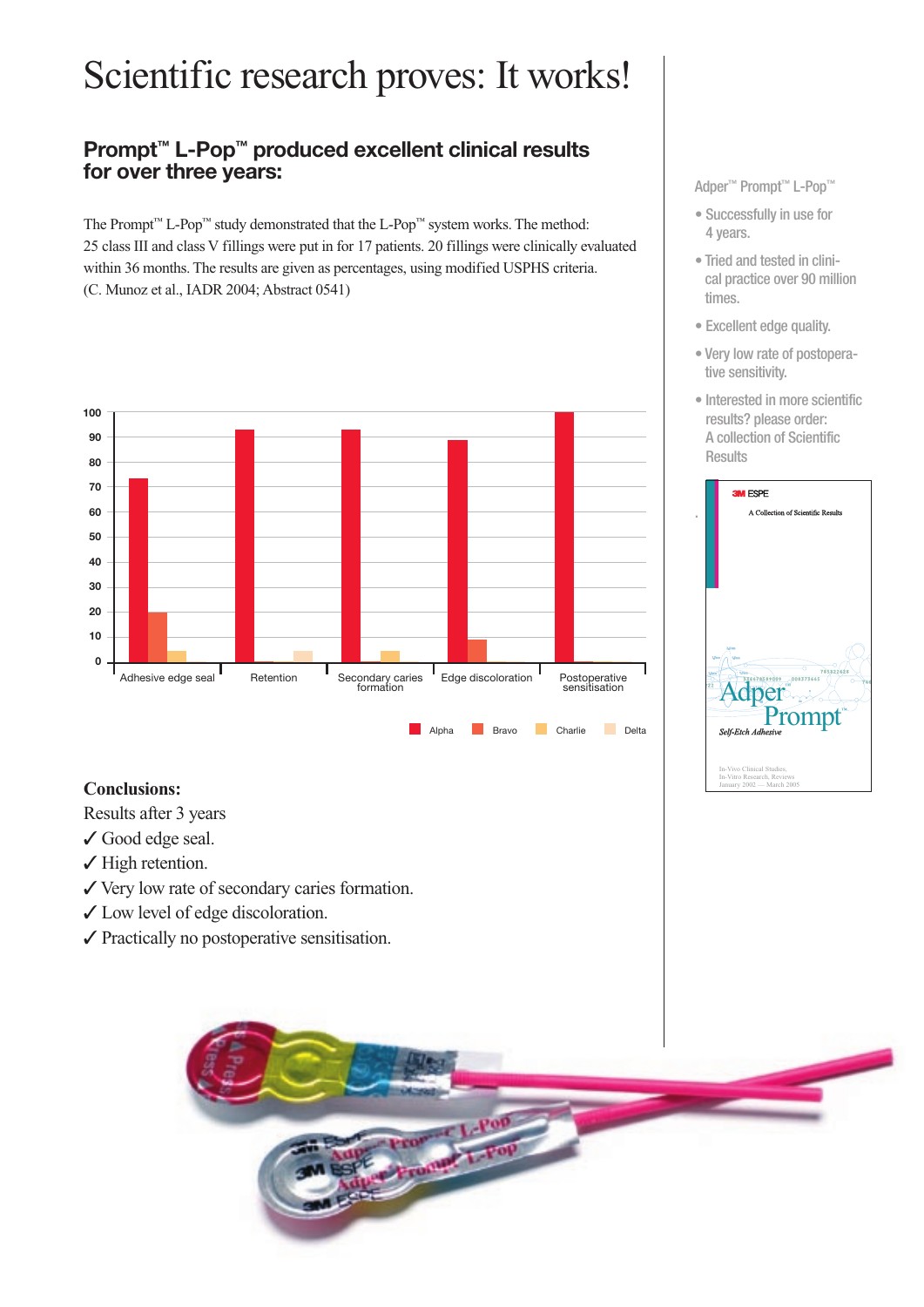# Scientific research proves: It works!

## Prompt™ L-Pop™ produced excellent clinical results for over three years:

The Prompt™ L-Pop™ study demonstrated that the L-Pop™ system works. The method: 25 class III and class V fillings were put in for 17 patients. 20 fillings were clinically evaluated within 36 months. The results are given as percentages, using modified USPHS criteria. (C. Munoz et al., IADR 2004; Abstract 0541)

| | Alpha | Bravo | Charlie | Delta |
|---|---|---|---|---|
| Adhesive edge seal | 74 | 20 | 5 | |
| Retention | 93 | | | 5 |
| Secondary caries formation | 93 | | 5 | |
| Edge discoloration | 89 | 9 | | |
| Postoperative sensitisation | 100 | | | |

**Conclusions:**

Results after 3 years

✓ Good edge seal.

✓ High retention.

✓ Very low rate of secondary caries formation.

✓ Low level of edge discoloration.

✓ Practically no postoperative sensitisation.

Adper™ Prompt™ L-Pop™

- Successfully in use for 4 years.
- Tried and tested in clinical practice over 90 million times.
- Excellent edge quality.
- Very low rate of postoperative sensitivity.
- Interested in more scientific results? please order: A collection of Scientific Results

3M ESPE

A Collection of Scientific Results

Adper Prompt

Self-Etch Adhesive

In-Vivo Clinical Studies, In-Vitro Research, Reviews
January 2002 — March 2005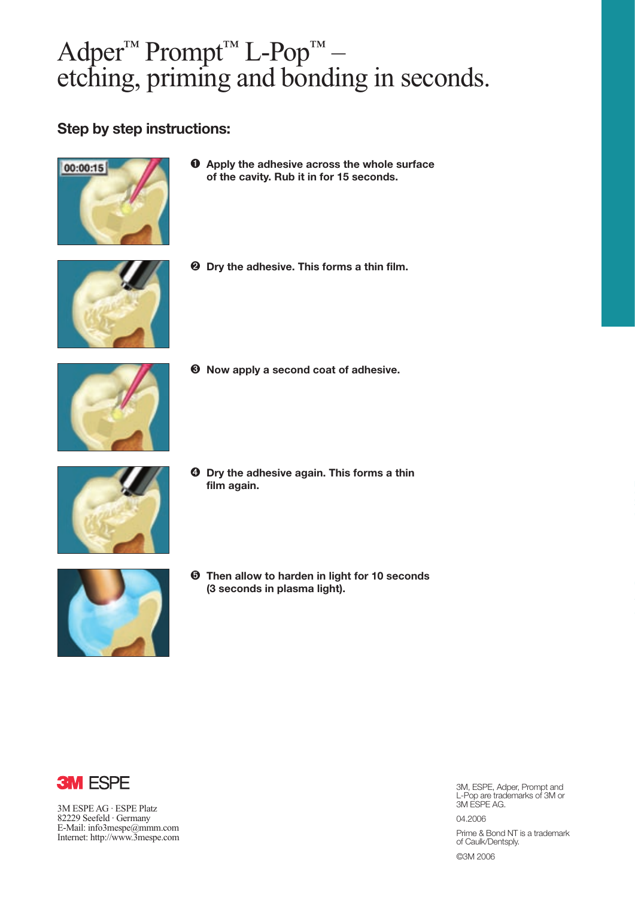# Adper™ Prompt™ L-Pop™ – etching, priming and bonding in seconds.

## Step by step instructions:

00:00:15

1. **Apply the adhesive across the whole surface of the cavity. Rub it in for 15 seconds.**
2. **Dry the adhesive. This forms a thin film.**
3. **Now apply a second coat of adhesive.**
4. **Dry the adhesive again. This forms a thin film again.**
5. **Then allow to harden in light for 10 seconds (3 seconds in plasma light).**

**3M ESPE**

3M ESPE AG · ESPE Platz
82229 Seefeld · Germany
E-Mail: info3mespe@mmm.com
Internet: http://www.3mespe.com

3M, ESPE, Adper, Prompt and L-Pop are trademarks of 3M or 3M ESPE AG.

04.2006

Prime & Bond NT is a trademark of Caulk/Dentsply.

©3M 2006